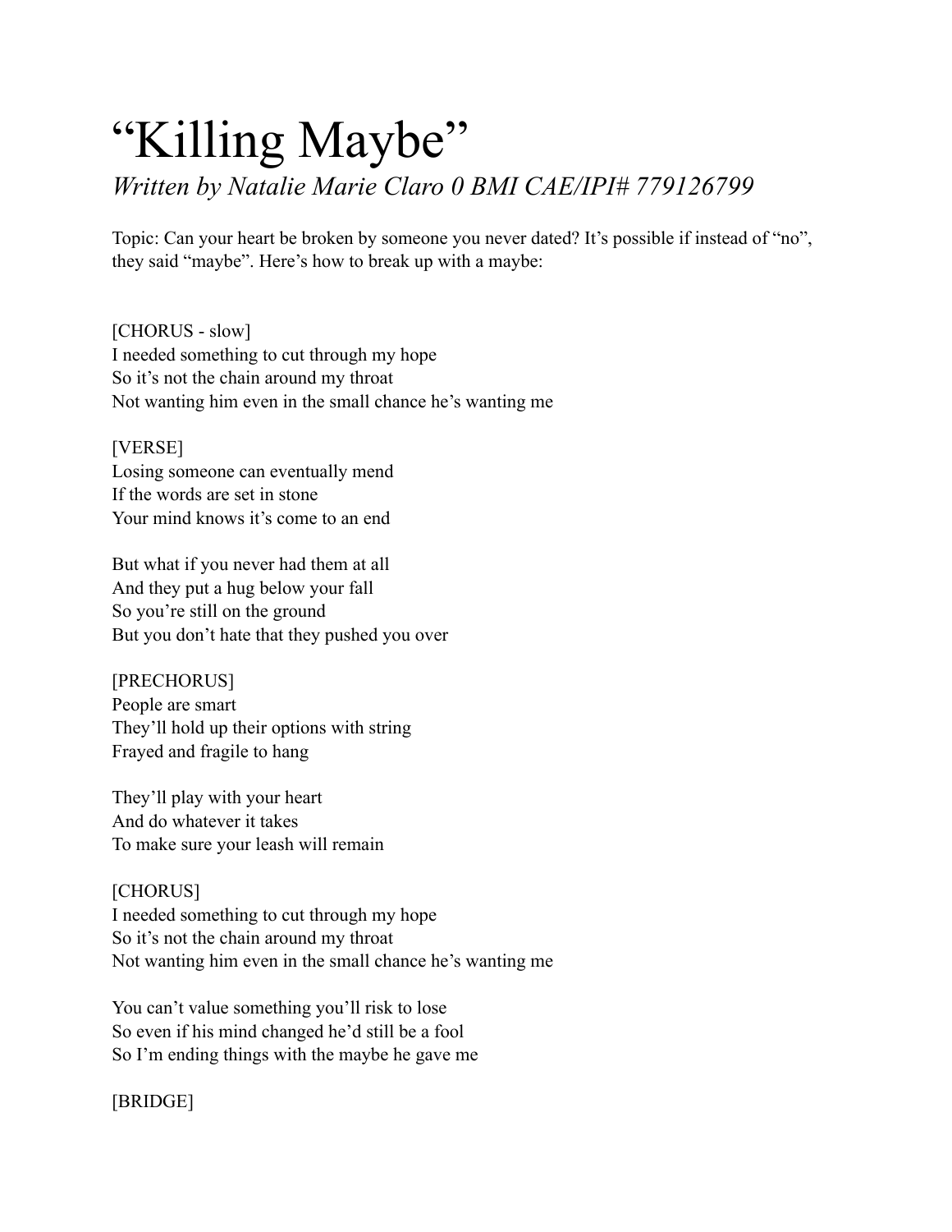# "Killing Maybe"

*Written by Natalie Marie Claro 0 BMI CAE/IPI# 779126799*

Topic: Can your heart be broken by someone you never dated? It's possible if instead of "no", they said "maybe". Here's how to break up with a maybe:

[CHORUS - slow]
I needed something to cut through my hope
So it's not the chain around my throat
Not wanting him even in the small chance he's wanting me

[VERSE]
Losing someone can eventually mend
If the words are set in stone
Your mind knows it's come to an end

But what if you never had them at all
And they put a hug below your fall
So you're still on the ground
But you don't hate that they pushed you over

[PRECHORUS]
People are smart
They'll hold up their options with string
Frayed and fragile to hang

They'll play with your heart
And do whatever it takes
To make sure your leash will remain

[CHORUS]
I needed something to cut through my hope
So it's not the chain around my throat
Not wanting him even in the small chance he's wanting me

You can't value something you'll risk to lose
So even if his mind changed he'd still be a fool
So I'm ending things with the maybe he gave me

[BRIDGE]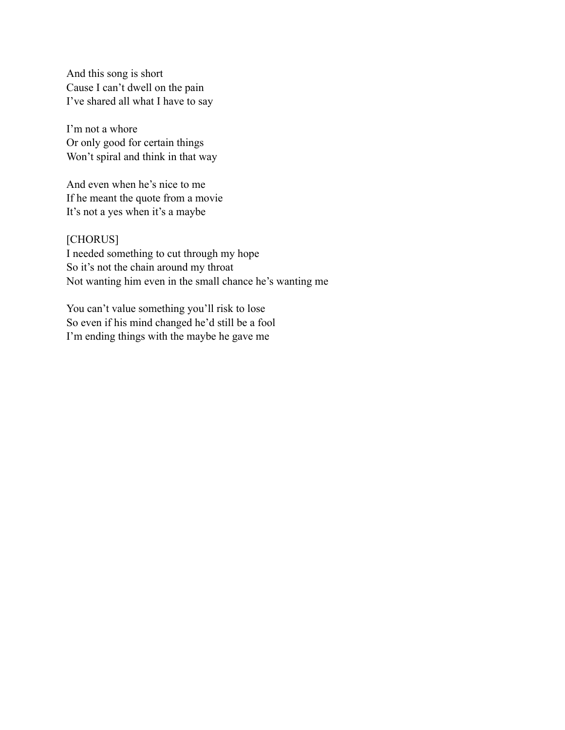And this song is short
Cause I can't dwell on the pain
I've shared all what I have to say

I'm not a whore
Or only good for certain things
Won't spiral and think in that way

And even when he's nice to me
If he meant the quote from a movie
It's not a yes when it's a maybe

[CHORUS]
I needed something to cut through my hope
So it's not the chain around my throat
Not wanting him even in the small chance he's wanting me

You can't value something you'll risk to lose
So even if his mind changed he'd still be a fool
I'm ending things with the maybe he gave me